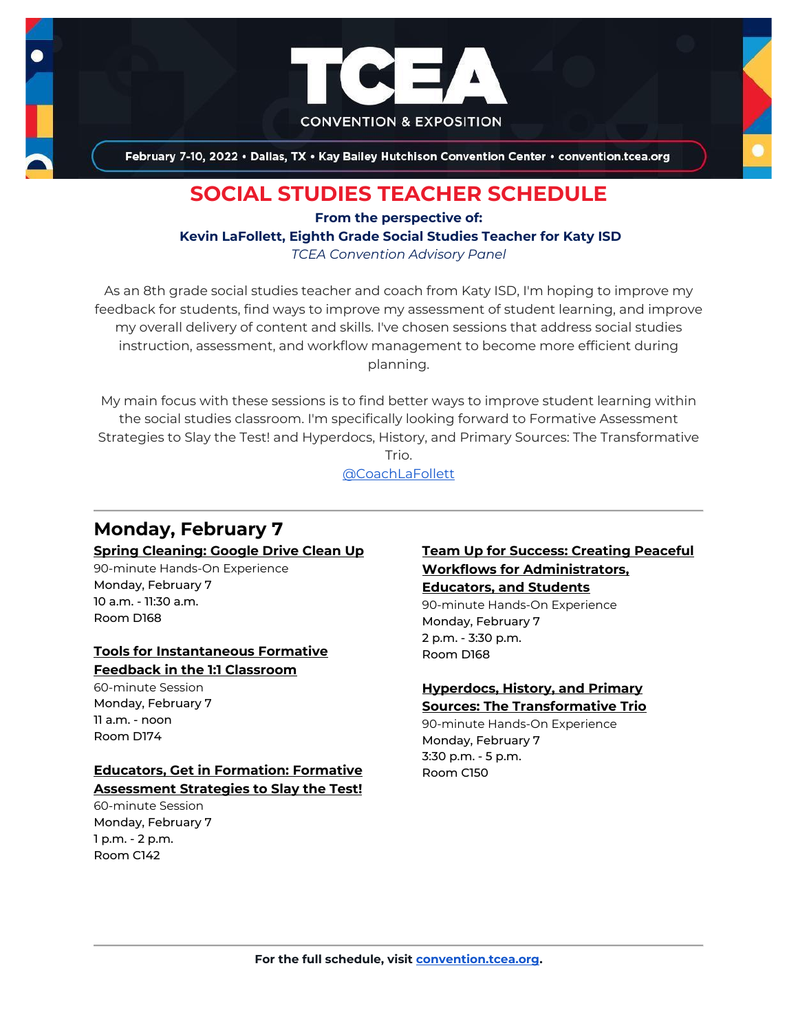# TCEA CONVENTION & EXPOSITION

February 7-10, 2022 • Dallas, TX • Kay Bailey Hutchison Convention Center • convention.tcea.org

## SOCIAL STUDIES TEACHER SCHEDULE

**From the perspective of:**

**Kevin LaFollett, Eighth Grade Social Studies Teacher for Katy ISD**

*TCEA Convention Advisory Panel*

As an 8th grade social studies teacher and coach from Katy ISD, I'm hoping to improve my feedback for students, find ways to improve my assessment of student learning, and improve my overall delivery of content and skills. I've chosen sessions that address social studies instruction, assessment, and workflow management to become more efficient during planning.

My main focus with these sessions is to find better ways to improve student learning within the social studies classroom. I'm specifically looking forward to Formative Assessment Strategies to Slay the Test! and Hyperdocs, History, and Primary Sources: The Transformative Trio.

@CoachLaFollett

---

## Monday, February 7

**Spring Cleaning: Google Drive Clean Up**
90-minute Hands-On Experience
Monday, February 7
10 a.m. - 11:30 a.m.
Room D168

**Tools for Instantaneous Formative Feedback in the 1:1 Classroom**
60-minute Session
Monday, February 7
11 a.m. - noon
Room D174

**Educators, Get in Formation: Formative Assessment Strategies to Slay the Test!**
60-minute Session
Monday, February 7
1 p.m. - 2 p.m.
Room C142

**Team Up for Success: Creating Peaceful Workflows for Administrators, Educators, and Students**
90-minute Hands-On Experience
Monday, February 7
2 p.m. - 3:30 p.m.
Room D168

**Hyperdocs, History, and Primary Sources: The Transformative Trio**
90-minute Hands-On Experience
Monday, February 7
3:30 p.m. - 5 p.m.
Room C150

---

**For the full schedule, visit convention.tcea.org.**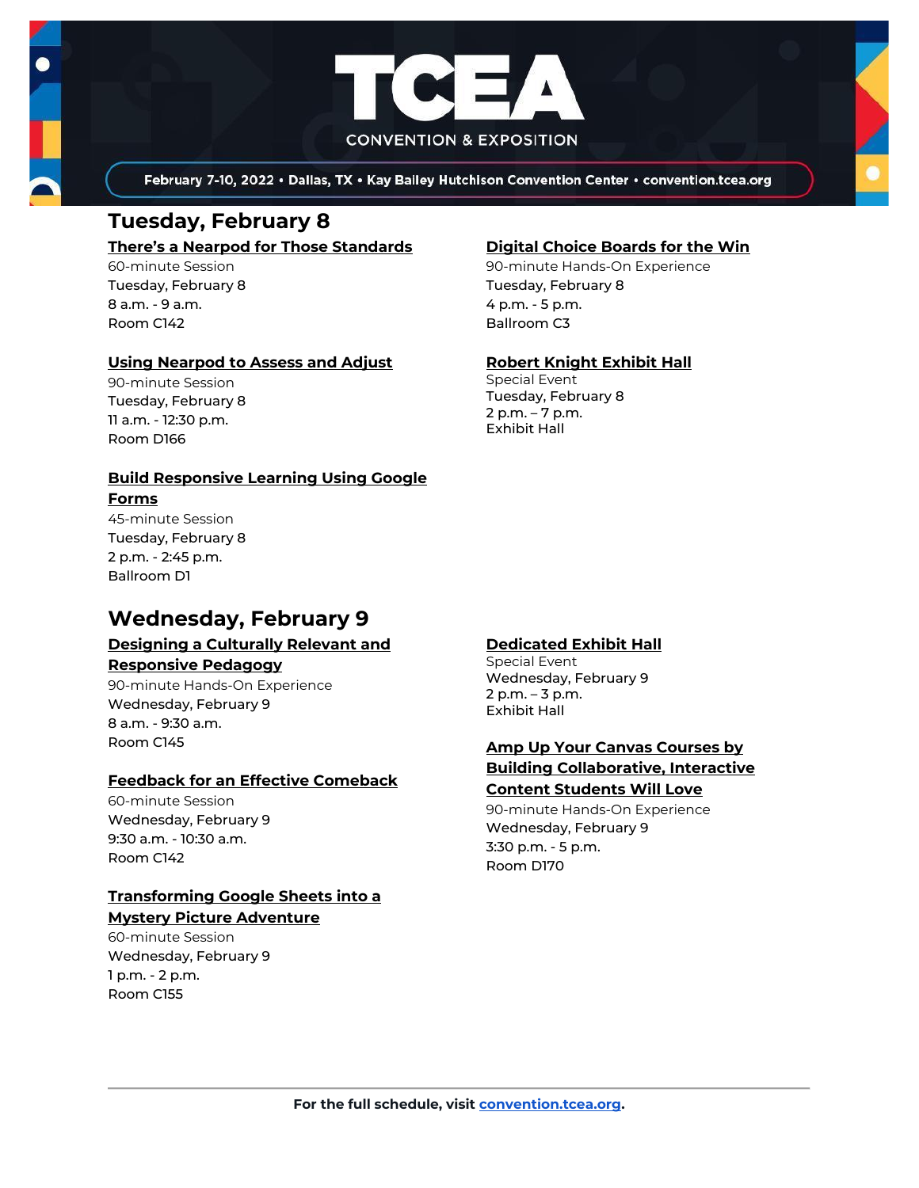TCEA CONVENTION & EXPOSITION

February 7-10, 2022 • Dallas, TX • Kay Bailey Hutchison Convention Center • convention.tcea.org

## Tuesday, February 8

**There's a Nearpod for Those Standards**
60-minute Session
Tuesday, February 8
8 a.m. - 9 a.m.
Room C142

**Using Nearpod to Assess and Adjust**
90-minute Session
Tuesday, February 8
11 a.m. - 12:30 p.m.
Room D166

**Build Responsive Learning Using Google Forms**
45-minute Session
Tuesday, February 8
2 p.m. - 2:45 p.m.
Ballroom D1

**Digital Choice Boards for the Win**
90-minute Hands-On Experience
Tuesday, February 8
4 p.m. - 5 p.m.
Ballroom C3

**Robert Knight Exhibit Hall**
Special Event
Tuesday, February 8
2 p.m. – 7 p.m.
Exhibit Hall

## Wednesday, February 9

**Designing a Culturally Relevant and Responsive Pedagogy**
90-minute Hands-On Experience
Wednesday, February 9
8 a.m. - 9:30 a.m.
Room C145

**Feedback for an Effective Comeback**
60-minute Session
Wednesday, February 9
9:30 a.m. - 10:30 a.m.
Room C142

**Transforming Google Sheets into a Mystery Picture Adventure**
60-minute Session
Wednesday, February 9
1 p.m. - 2 p.m.
Room C155

**Dedicated Exhibit Hall**
Special Event
Wednesday, February 9
2 p.m. – 3 p.m.
Exhibit Hall

**Amp Up Your Canvas Courses by Building Collaborative, Interactive Content Students Will Love**
90-minute Hands-On Experience
Wednesday, February 9
3:30 p.m. - 5 p.m.
Room D170

---

**For the full schedule, visit convention.tcea.org.**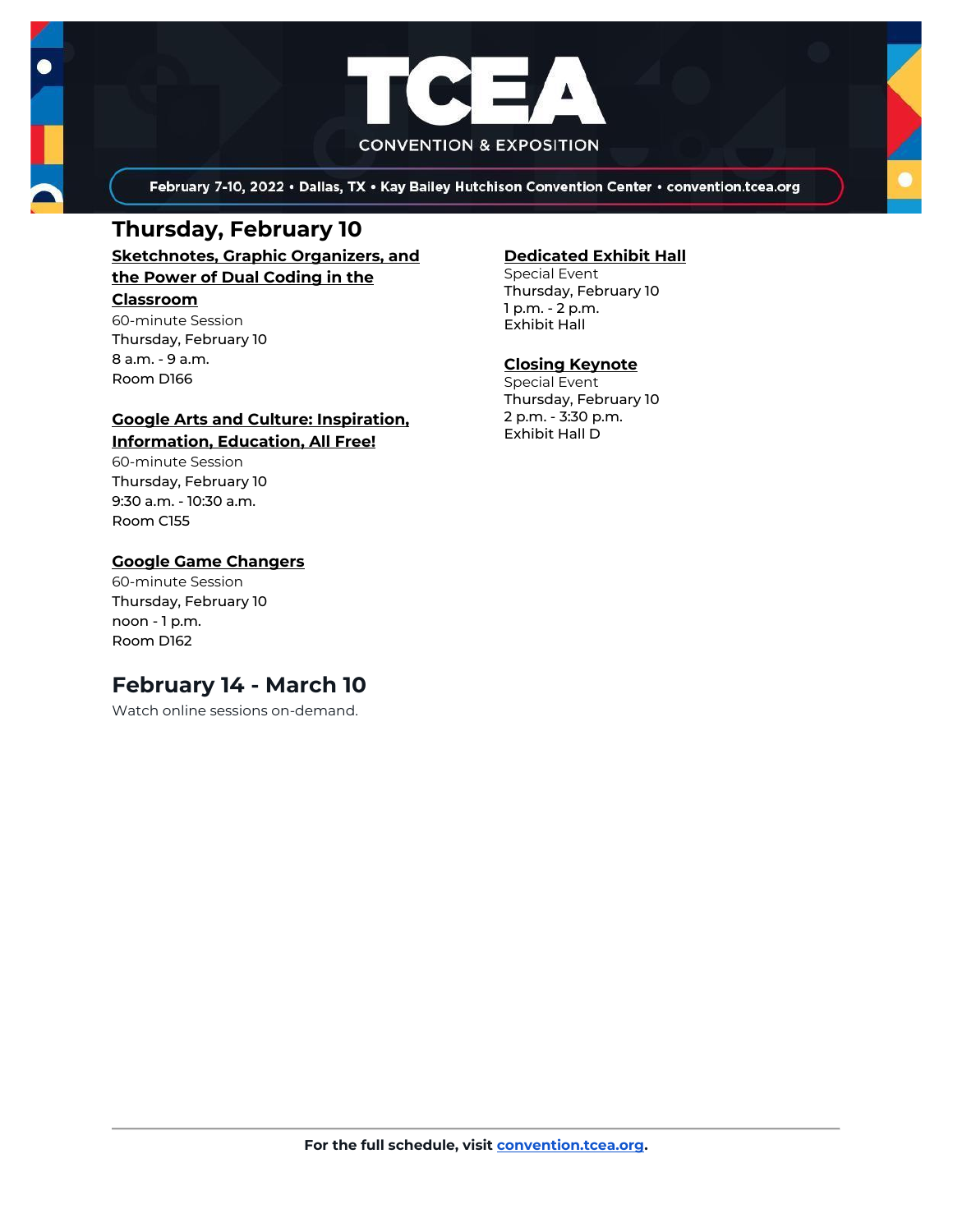# TCEA

CONVENTION & EXPOSITION

February 7-10, 2022 • Dallas, TX • Kay Bailey Hutchison Convention Center • convention.tcea.org

## Thursday, February 10

### [Sketchnotes, Graphic Organizers, and the Power of Dual Coding in the Classroom]()
60-minute Session
Thursday, February 10
8 a.m. - 9 a.m.
Room D166

### [Google Arts and Culture: Inspiration, Information, Education, All Free!]()
60-minute Session
Thursday, February 10
9:30 a.m. - 10:30 a.m.
Room C155

### [Google Game Changers]()
60-minute Session
Thursday, February 10
noon - 1 p.m.
Room D162

### [Dedicated Exhibit Hall]()
Special Event
Thursday, February 10
1 p.m. - 2 p.m.
Exhibit Hall

### [Closing Keynote]()
Special Event
Thursday, February 10
2 p.m. - 3:30 p.m.
Exhibit Hall D

## February 14 - March 10

Watch online sessions on-demand.

**For the full schedule, visit [convention.tcea.org]().**